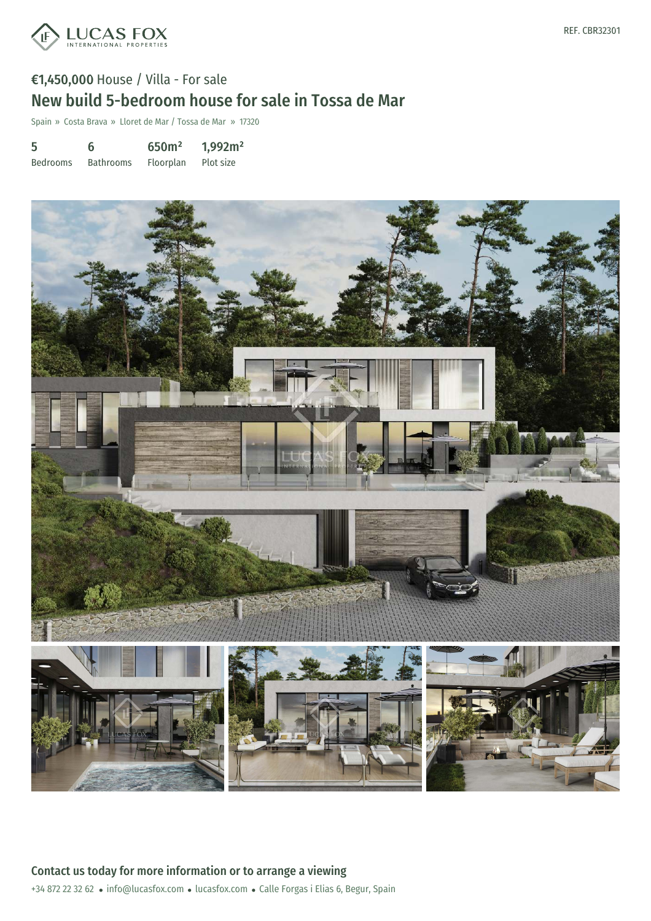LUCAS FOX
INTERNATIONAL PROPERTIES

REF. CBR32301

**€1,450,000** House / Villa - For sale

# New build 5-bedroom house for sale in Tossa de Mar

Spain » Costa Brava » Lloret de Mar / Tossa de Mar » 17320

| 5 | 6 | 650m² | 1,992m² |
|---|---|---|---|
| Bedrooms | Bathrooms | Floorplan | Plot size |

## Contact us today for more information or to arrange a viewing

+34 872 22 32 62 • info@lucasfox.com • lucasfox.com • Calle Forgas i Elias 6, Begur, Spain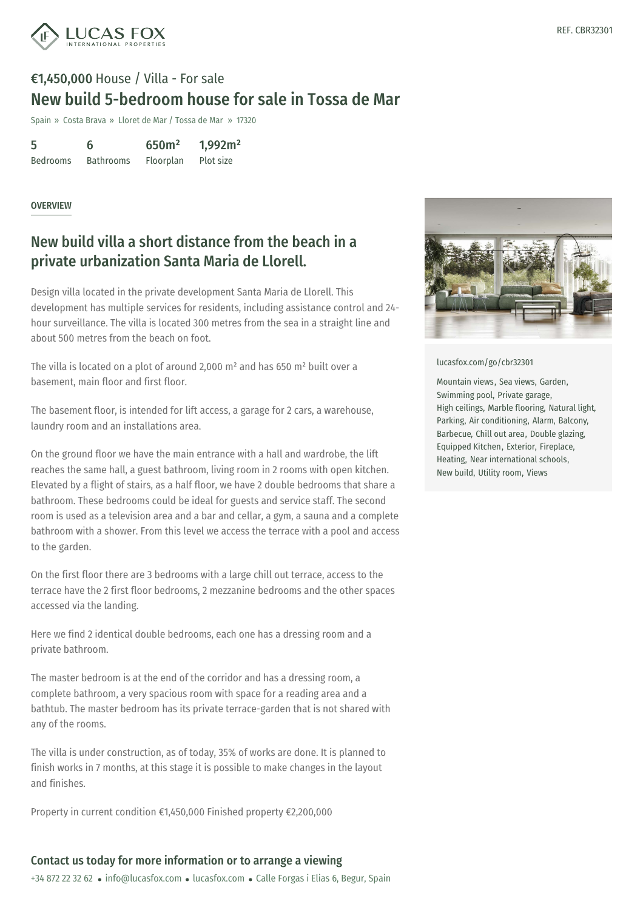REF. CBR32301

**€1,450,000** House / Villa - For sale

# New build 5-bedroom house for sale in Tossa de Mar

Spain » Costa Brava » Lloret de Mar / Tossa de Mar » 17320

| 5 | 6 | 650m² | 1,992m² |
|---|---|---|---|
| Bedrooms | Bathrooms | Floorplan | Plot size |

OVERVIEW

## New build villa a short distance from the beach in a private urbanization Santa Maria de Llorell.

Design villa located in the private development Santa Maria de Llorell. This development has multiple services for residents, including assistance control and 24-hour surveillance. The villa is located 300 metres from the sea in a straight line and about 500 metres from the beach on foot.

The villa is located on a plot of around 2,000 m² and has 650 m² built over a basement, main floor and first floor.

The basement floor, is intended for lift access, a garage for 2 cars, a warehouse, laundry room and an installations area.

On the ground floor we have the main entrance with a hall and wardrobe, the lift reaches the same hall, a guest bathroom, living room in 2 rooms with open kitchen. Elevated by a flight of stairs, as a half floor, we have 2 double bedrooms that share a bathroom. These bedrooms could be ideal for guests and service staff. The second room is used as a television area and a bar and cellar, a gym, a sauna and a complete bathroom with a shower. From this level we access the terrace with a pool and access to the garden.

On the first floor there are 3 bedrooms with a large chill out terrace, access to the terrace have the 2 first floor bedrooms, 2 mezzanine bedrooms and the other spaces accessed via the landing.

Here we find 2 identical double bedrooms, each one has a dressing room and a private bathroom.

The master bedroom is at the end of the corridor and has a dressing room, a complete bathroom, a very spacious room with space for a reading area and a bathtub. The master bedroom has its private terrace-garden that is not shared with any of the rooms.

The villa is under construction, as of today, 35% of works are done. It is planned to finish works in 7 months, at this stage it is possible to make changes in the layout and finishes.

Property in current condition €1,450,000 Finished property €2,200,000

lucasfox.com/go/cbr32301

Mountain views, Sea views, Garden, Swimming pool, Private garage, High ceilings, Marble flooring, Natural light, Parking, Air conditioning, Alarm, Balcony, Barbecue, Chill out area, Double glazing, Equipped Kitchen, Exterior, Fireplace, Heating, Near international schools, New build, Utility room, Views

## Contact us today for more information or to arrange a viewing

+34 872 22 32 62 • info@lucasfox.com • lucasfox.com • Calle Forgas i Elias 6, Begur, Spain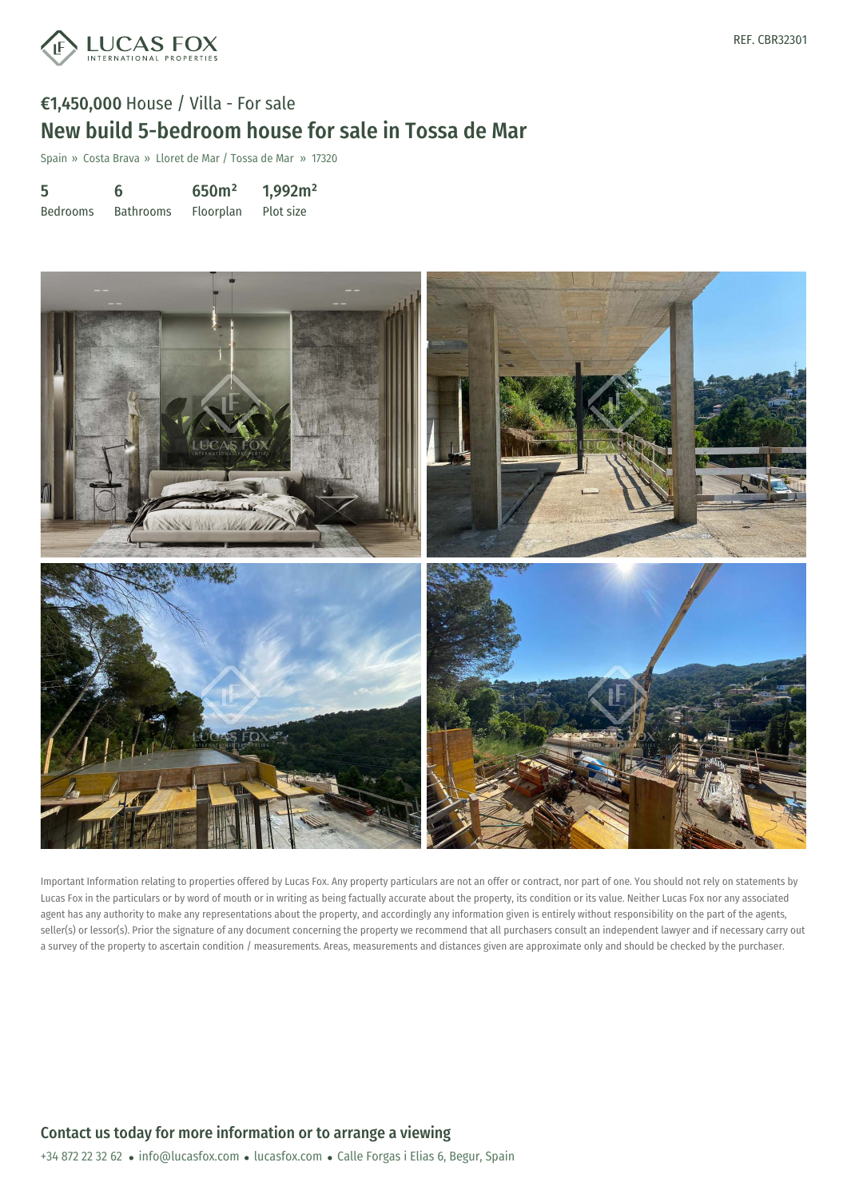REF. CBR32301

€1,450,000 House / Villa - For sale

# New build 5-bedroom house for sale in Tossa de Mar

Spain » Costa Brava » Lloret de Mar / Tossa de Mar » 17320

| 5 | 6 | 650m² | 1,992m² |
|---|---|---|---|
| Bedrooms | Bathrooms | Floorplan | Plot size |

Important Information relating to properties offered by Lucas Fox. Any property particulars are not an offer or contract, nor part of one. You should not rely on statements by Lucas Fox in the particulars or by word of mouth or in writing as being factually accurate about the property, its condition or its value. Neither Lucas Fox nor any associated agent has any authority to make any representations about the property, and accordingly any information given is entirely without responsibility on the part of the agents, seller(s) or lessor(s). Prior the signature of any document concerning the property we recommend that all purchasers consult an independent lawyer and if necessary carry out a survey of the property to ascertain condition / measurements. Areas, measurements and distances given are approximate only and should be checked by the purchaser.

## Contact us today for more information or to arrange a viewing

+34 872 22 32 62 • info@lucasfox.com • lucasfox.com • Calle Forgas i Elias 6, Begur, Spain